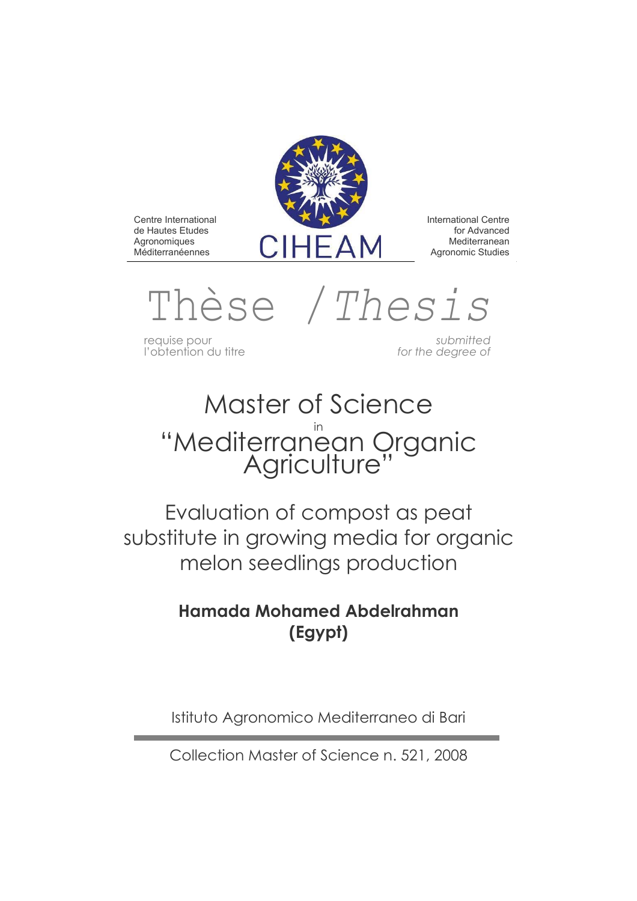Centre International de Hautes Etudes Agronomiques Méditerranéennes

CIHEAM

International Centre for Advanced Mediterranean Agronomic Studies

# Thèse / *Thesis*

requise pour l'obtention du titre

*submitted for the degree of*

## Master of Science
in
## "Mediterranean Organic Agriculture"

# Evaluation of compost as peat substitute in growing media for organic melon seedlings production

**Hamada Mohamed Abdelrahman (Egypt)**

Istituto Agronomico Mediterraneo di Bari

Collection Master of Science n. 521, 2008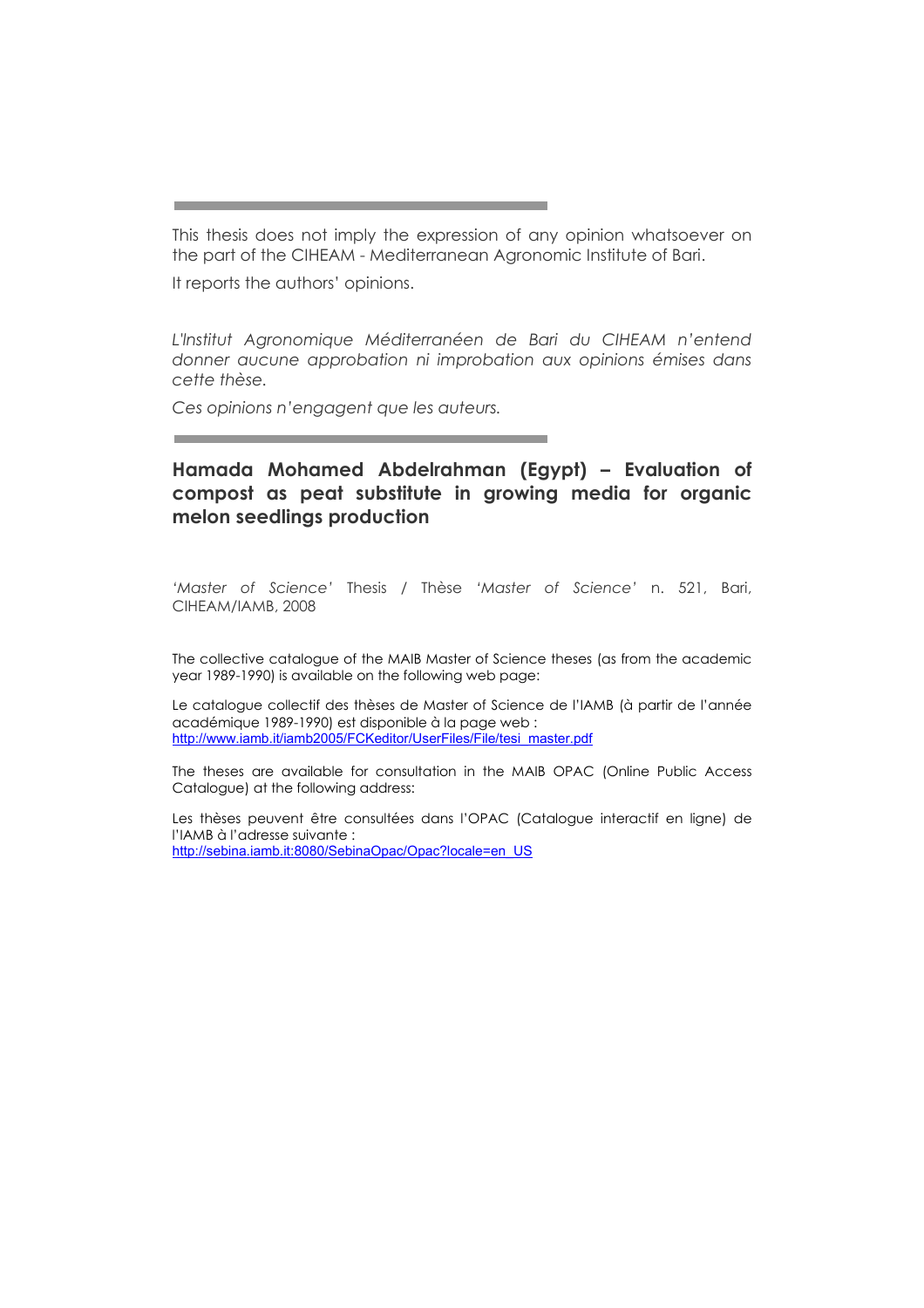---

This thesis does not imply the expression of any opinion whatsoever on the part of the CIHEAM - Mediterranean Agronomic Institute of Bari.

It reports the authors' opinions.

*L'Institut Agronomique Méditerranéen de Bari du CIHEAM n'entend donner aucune approbation ni improbation aux opinions émises dans cette thèse.*

*Ces opinions n'engagent que les auteurs.*

---

**Hamada Mohamed Abdelrahman (Egypt) – Evaluation of compost as peat substitute in growing media for organic melon seedlings production**

*'Master of Science'* Thesis / Thèse *'Master of Science'* n. 521, Bari, CIHEAM/IAMB, 2008

The collective catalogue of the MAIB Master of Science theses (as from the academic year 1989-1990) is available on the following web page:

Le catalogue collectif des thèses de Master of Science de l'IAMB (à partir de l'année académique 1989-1990) est disponible à la page web :
http://www.iamb.it/iamb2005/FCKeditor/UserFiles/File/tesi_master.pdf

The theses are available for consultation in the MAIB OPAC (Online Public Access Catalogue) at the following address:

Les thèses peuvent être consultées dans l'OPAC (Catalogue interactif en ligne) de l'IAMB à l'adresse suivante :
http://sebina.iamb.it:8080/SebinaOpac/Opac?locale=en_US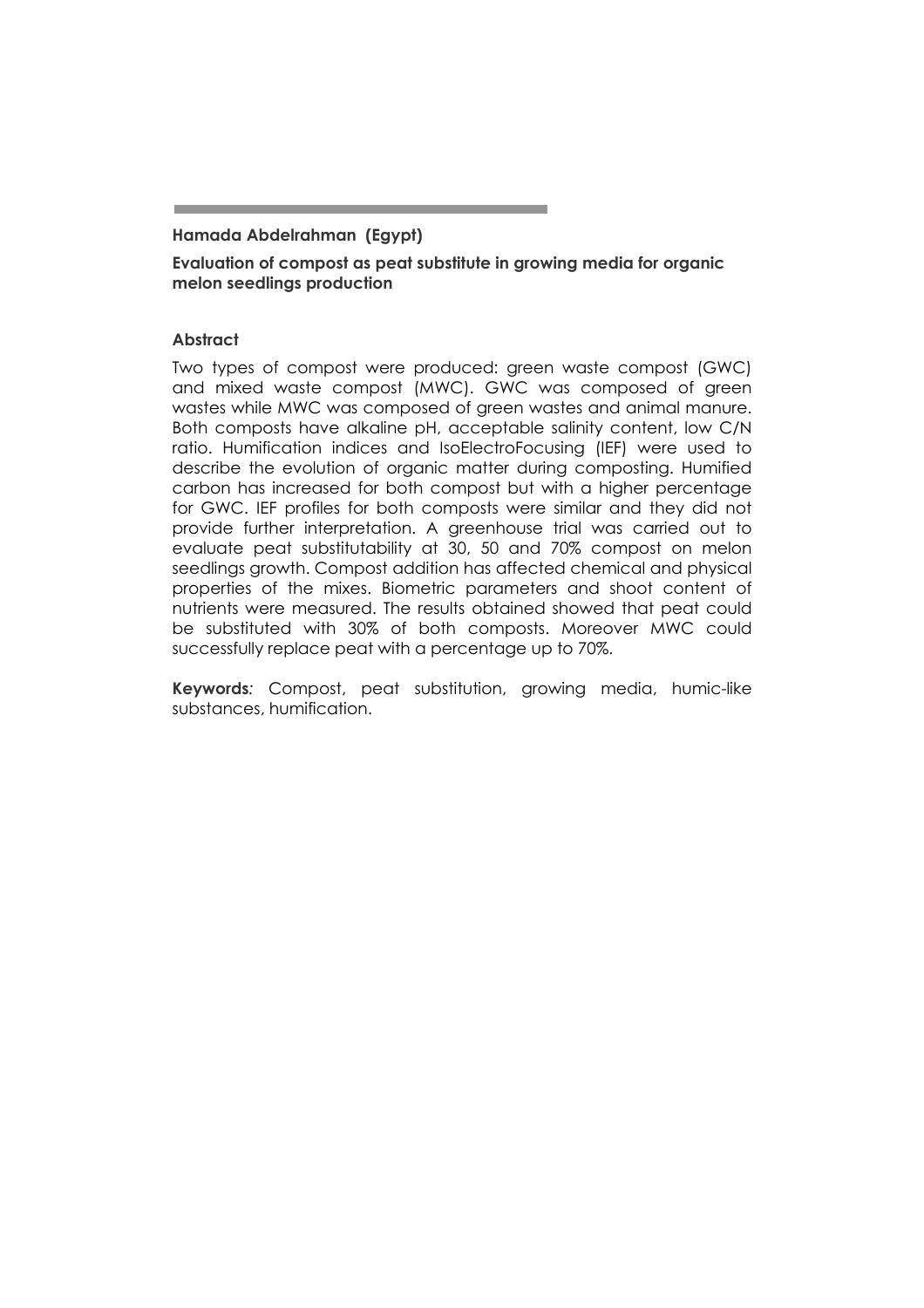**Hamada Abdelrahman (Egypt)**

**Evaluation of compost as peat substitute in growing media for organic melon seedlings production**

### Abstract

Two types of compost were produced: green waste compost (GWC) and mixed waste compost (MWC). GWC was composed of green wastes while MWC was composed of green wastes and animal manure. Both composts have alkaline pH, acceptable salinity content, low C/N ratio. Humification indices and IsoElectroFocusing (IEF) were used to describe the evolution of organic matter during composting. Humified carbon has increased for both compost but with a higher percentage for GWC. IEF profiles for both composts were similar and they did not provide further interpretation. A greenhouse trial was carried out to evaluate peat substitutability at 30, 50 and 70% compost on melon seedlings growth. Compost addition has affected chemical and physical properties of the mixes. Biometric parameters and shoot content of nutrients were measured. The results obtained showed that peat could be substituted with 30% of both composts. Moreover MWC could successfully replace peat with a percentage up to 70%.

**Keywords***:* Compost, peat substitution, growing media, humic-like substances, humification.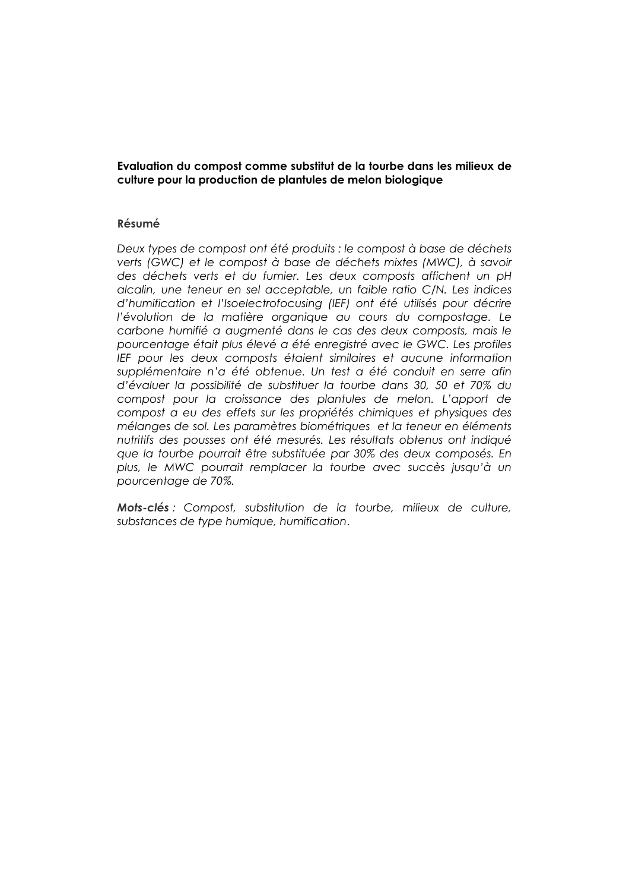**Evaluation du compost comme substitut de la tourbe dans les milieux de culture pour la production de plantules de melon biologique**

**Résumé**

*Deux types de compost ont été produits : le compost à base de déchets verts (GWC) et le compost à base de déchets mixtes (MWC), à savoir des déchets verts et du fumier. Les deux composts affichent un pH alcalin, une teneur en sel acceptable, un faible ratio C/N. Les indices d'humification et l'Isoelectrofocusing (IEF) ont été utilisés pour décrire l'évolution de la matière organique au cours du compostage. Le carbone humifié a augmenté dans le cas des deux composts, mais le pourcentage était plus élevé a été enregistré avec le GWC. Les profiles IEF pour les deux composts étaient similaires et aucune information supplémentaire n'a été obtenue. Un test a été conduit en serre afin d'évaluer la possibilité de substituer la tourbe dans 30, 50 et 70% du compost pour la croissance des plantules de melon. L'apport de compost a eu des effets sur les propriétés chimiques et physiques des mélanges de sol. Les paramètres biométriques et la teneur en éléments nutritifs des pousses ont été mesurés. Les résultats obtenus ont indiqué que la tourbe pourrait être substituée par 30% des deux composés. En plus, le MWC pourrait remplacer la tourbe avec succès jusqu'à un pourcentage de 70%.*

***Mots-clés*** *: Compost, substitution de la tourbe, milieux de culture, substances de type humique, humification*.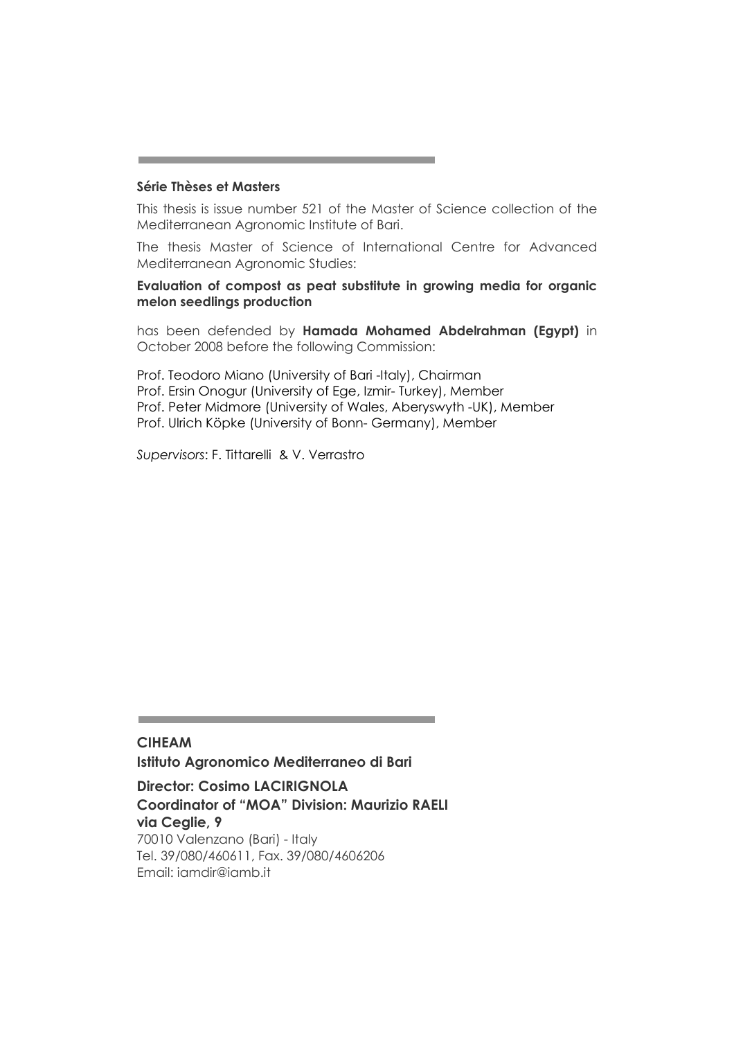**Série Thèses et Masters**

This thesis is issue number 521 of the Master of Science collection of the Mediterranean Agronomic Institute of Bari.

The thesis Master of Science of International Centre for Advanced Mediterranean Agronomic Studies:

**Evaluation of compost as peat substitute in growing media for organic melon seedlings production**

has been defended by **Hamada Mohamed Abdelrahman (Egypt)** in October 2008 before the following Commission:

Prof. Teodoro Miano (University of Bari -Italy), Chairman
Prof. Ersin Onogur (University of Ege, Izmir- Turkey), Member
Prof. Peter Midmore (University of Wales, Aberyswyth -UK), Member
Prof. Ulrich Köpke (University of Bonn- Germany), Member

*Supervisors*: F. Tittarelli & V. Verrastro

**CIHEAM**
**Istituto Agronomico Mediterraneo di Bari**

**Director: Cosimo LACIRIGNOLA**
**Coordinator of "MOA" Division: Maurizio RAELI**
**via Ceglie, 9**
70010 Valenzano (Bari) - Italy
Tel. 39/080/460611, Fax. 39/080/4606206
Email: iamdir@iamb.it